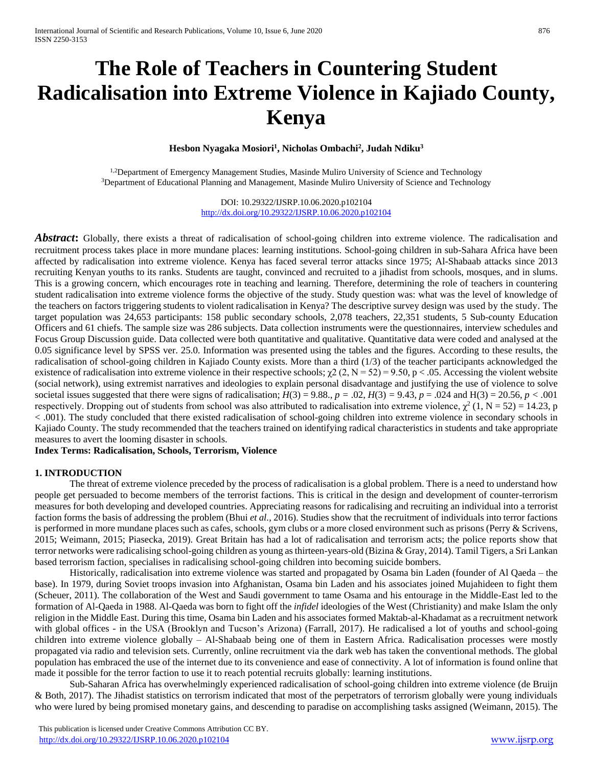# The Role of Teachers in Countering Student Radicalisation into Extreme Violence in Kajiado County, Kenya

**Hesbon Nyagaka Mosiori[1], Nicholas Ombachi[2], Judah Ndiku[3]**

[1,2]Department of Emergency Management Studies, Masinde Muliro University of Science and Technology
[3]Department of Educational Planning and Management, Masinde Muliro University of Science and Technology

DOI: 10.29322/IJSRP.10.06.2020.p102104
http://dx.doi.org/10.29322/IJSRP.10.06.2020.p102104

***Abstract*:** Globally, there exists a threat of radicalisation of school-going children into extreme violence. The radicalisation and recruitment process takes place in more mundane places: learning institutions. School-going children in sub-Sahara Africa have been affected by radicalisation into extreme violence. Kenya has faced several terror attacks since 1975; Al-Shabaab attacks since 2013 recruiting Kenyan youths to its ranks. Students are taught, convinced and recruited to a jihadist from schools, mosques, and in slums. This is a growing concern, which encourages rote in teaching and learning. Therefore, determining the role of teachers in countering student radicalisation into extreme violence forms the objective of the study. Study question was: what was the level of knowledge of the teachers on factors triggering students to violent radicalisation in Kenya? The descriptive survey design was used by the study. The target population was 24,653 participants: 158 public secondary schools, 2,078 teachers, 22,351 students, 5 Sub-county Education Officers and 61 chiefs. The sample size was 286 subjects. Data collection instruments were the questionnaires, interview schedules and Focus Group Discussion guide. Data collected were both quantitative and qualitative. Quantitative data were coded and analysed at the 0.05 significance level by SPSS ver. 25.0. Information was presented using the tables and the figures. According to these results, the radicalisation of school-going children in Kajiado County exists. More than a third (1/3) of the teacher participants acknowledged the existence of radicalisation into extreme violence in their respective schools; $\chi2$ (2, N = 52) = 9.50, $p < .05$. Accessing the violent website (social network), using extremist narratives and ideologies to explain personal disadvantage and justifying the use of violence to solve societal issues suggested that there were signs of radicalisation; $H(3) = 9.88.$, $p = .02$, $H(3) = 9.43$, $p = .024$ and H(3) = 20.56, $p < .001$ respectively. Dropping out of students from school was also attributed to radicalisation into extreme violence, $\chi^2$ (1, N = 52) = 14.23, $p < .001$). The study concluded that there existed radicalisation of school-going children into extreme violence in secondary schools in Kajiado County. The study recommended that the teachers trained on identifying radical characteristics in students and take appropriate measures to avert the looming disaster in schools.

**Index Terms: Radicalisation, Schools, Terrorism, Violence**

## 1. INTRODUCTION

The threat of extreme violence preceded by the process of radicalisation is a global problem. There is a need to understand how people get persuaded to become members of the terrorist factions. This is critical in the design and development of counter-terrorism measures for both developing and developed countries. Appreciating reasons for radicalising and recruiting an individual into a terrorist faction forms the basis of addressing the problem (Bhui *et al.*, 2016). Studies show that the recruitment of individuals into terror factions is performed in more mundane places such as cafes, schools, gym clubs or a more closed environment such as prisons (Perry & Scrivens, 2015; Weimann, 2015; Piasecka, 2019). Great Britain has had a lot of radicalisation and terrorism acts; the police reports show that terror networks were radicalising school-going children as young as thirteen-years-old (Bizina & Gray, 2014). Tamil Tigers, a Sri Lankan based terrorism faction, specialises in radicalising school-going children into becoming suicide bombers.

Historically, radicalisation into extreme violence was started and propagated by Osama bin Laden (founder of Al Qaeda – the base). In 1979, during Soviet troops invasion into Afghanistan, Osama bin Laden and his associates joined Mujahideen to fight them (Scheuer, 2011). The collaboration of the West and Saudi government to tame Osama and his entourage in the Middle-East led to the formation of Al-Qaeda in 1988. Al-Qaeda was born to fight off the *infidel* ideologies of the West (Christianity) and make Islam the only religion in the Middle East. During this time, Osama bin Laden and his associates formed Maktab-al-Khadamat as a recruitment network with global offices - in the USA (Brooklyn and Tucson's Arizona) (Farrall, 2017). He radicalised a lot of youths and school-going children into extreme violence globally – Al-Shabaab being one of them in Eastern Africa. Radicalisation processes were mostly propagated via radio and television sets. Currently, online recruitment via the dark web has taken the conventional methods. The global population has embraced the use of the internet due to its convenience and ease of connectivity. A lot of information is found online that made it possible for the terror faction to use it to reach potential recruits globally: learning institutions.

Sub-Saharan Africa has overwhelmingly experienced radicalisation of school-going children into extreme violence (de Bruijn & Both, 2017). The Jihadist statistics on terrorism indicated that most of the perpetrators of terrorism globally were young individuals who were lured by being promised monetary gains, and descending to paradise on accomplishing tasks assigned (Weimann, 2015). The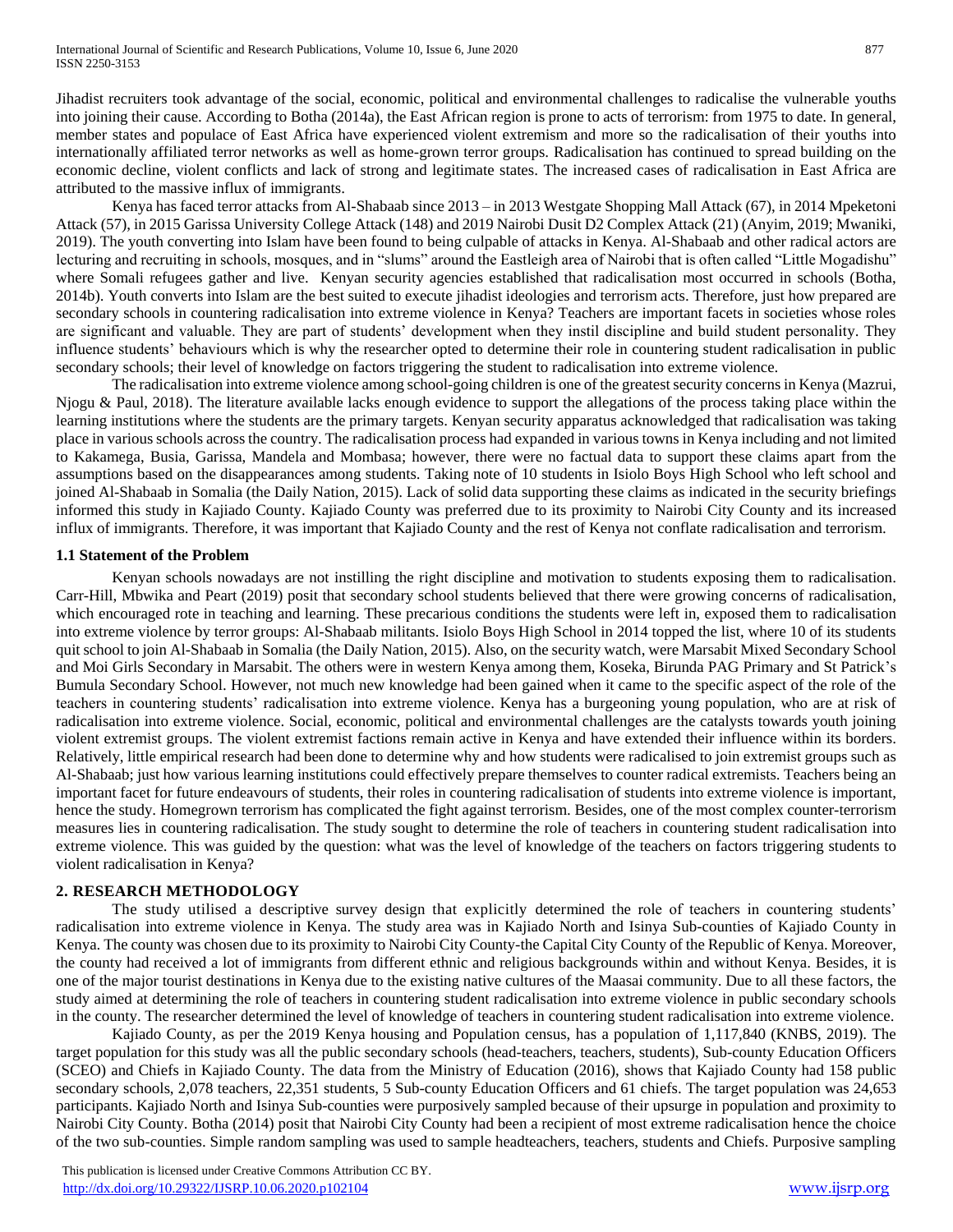Jihadist recruiters took advantage of the social, economic, political and environmental challenges to radicalise the vulnerable youths into joining their cause. According to Botha (2014a), the East African region is prone to acts of terrorism: from 1975 to date. In general, member states and populace of East Africa have experienced violent extremism and more so the radicalisation of their youths into internationally affiliated terror networks as well as home-grown terror groups. Radicalisation has continued to spread building on the economic decline, violent conflicts and lack of strong and legitimate states. The increased cases of radicalisation in East Africa are attributed to the massive influx of immigrants.

Kenya has faced terror attacks from Al-Shabaab since 2013 – in 2013 Westgate Shopping Mall Attack (67), in 2014 Mpeketoni Attack (57), in 2015 Garissa University College Attack (148) and 2019 Nairobi Dusit D2 Complex Attack (21) (Anyim, 2019; Mwaniki, 2019). The youth converting into Islam have been found to being culpable of attacks in Kenya. Al-Shabaab and other radical actors are lecturing and recruiting in schools, mosques, and in "slums" around the Eastleigh area of Nairobi that is often called "Little Mogadishu" where Somali refugees gather and live. Kenyan security agencies established that radicalisation most occurred in schools (Botha, 2014b). Youth converts into Islam are the best suited to execute jihadist ideologies and terrorism acts. Therefore, just how prepared are secondary schools in countering radicalisation into extreme violence in Kenya? Teachers are important facets in societies whose roles are significant and valuable. They are part of students' development when they instil discipline and build student personality. They influence students' behaviours which is why the researcher opted to determine their role in countering student radicalisation in public secondary schools; their level of knowledge on factors triggering the student to radicalisation into extreme violence.

The radicalisation into extreme violence among school-going children is one of the greatest security concerns in Kenya (Mazrui, Njogu & Paul, 2018). The literature available lacks enough evidence to support the allegations of the process taking place within the learning institutions where the students are the primary targets. Kenyan security apparatus acknowledged that radicalisation was taking place in various schools across the country. The radicalisation process had expanded in various towns in Kenya including and not limited to Kakamega, Busia, Garissa, Mandela and Mombasa; however, there were no factual data to support these claims apart from the assumptions based on the disappearances among students. Taking note of 10 students in Isiolo Boys High School who left school and joined Al-Shabaab in Somalia (the Daily Nation, 2015). Lack of solid data supporting these claims as indicated in the security briefings informed this study in Kajiado County. Kajiado County was preferred due to its proximity to Nairobi City County and its increased influx of immigrants. Therefore, it was important that Kajiado County and the rest of Kenya not conflate radicalisation and terrorism.

### 1.1 Statement of the Problem

Kenyan schools nowadays are not instilling the right discipline and motivation to students exposing them to radicalisation. Carr-Hill, Mbwika and Peart (2019) posit that secondary school students believed that there were growing concerns of radicalisation, which encouraged rote in teaching and learning. These precarious conditions the students were left in, exposed them to radicalisation into extreme violence by terror groups: Al-Shabaab militants. Isiolo Boys High School in 2014 topped the list, where 10 of its students quit school to join Al-Shabaab in Somalia (the Daily Nation, 2015). Also, on the security watch, were Marsabit Mixed Secondary School and Moi Girls Secondary in Marsabit. The others were in western Kenya among them, Koseka, Birunda PAG Primary and St Patrick's Bumula Secondary School. However, not much new knowledge had been gained when it came to the specific aspect of the role of the teachers in countering students' radicalisation into extreme violence. Kenya has a burgeoning young population, who are at risk of radicalisation into extreme violence. Social, economic, political and environmental challenges are the catalysts towards youth joining violent extremist groups. The violent extremist factions remain active in Kenya and have extended their influence within its borders. Relatively, little empirical research had been done to determine why and how students were radicalised to join extremist groups such as Al-Shabaab; just how various learning institutions could effectively prepare themselves to counter radical extremists. Teachers being an important facet for future endeavours of students, their roles in countering radicalisation of students into extreme violence is important, hence the study. Homegrown terrorism has complicated the fight against terrorism. Besides, one of the most complex counter-terrorism measures lies in countering radicalisation. The study sought to determine the role of teachers in countering student radicalisation into extreme violence. This was guided by the question: what was the level of knowledge of the teachers on factors triggering students to violent radicalisation in Kenya?

## 2. RESEARCH METHODOLOGY

The study utilised a descriptive survey design that explicitly determined the role of teachers in countering students' radicalisation into extreme violence in Kenya. The study area was in Kajiado North and Isinya Sub-counties of Kajiado County in Kenya. The county was chosen due to its proximity to Nairobi City County-the Capital City County of the Republic of Kenya. Moreover, the county had received a lot of immigrants from different ethnic and religious backgrounds within and without Kenya. Besides, it is one of the major tourist destinations in Kenya due to the existing native cultures of the Maasai community. Due to all these factors, the study aimed at determining the role of teachers in countering student radicalisation into extreme violence in public secondary schools in the county. The researcher determined the level of knowledge of teachers in countering student radicalisation into extreme violence.

Kajiado County, as per the 2019 Kenya housing and Population census, has a population of 1,117,840 (KNBS, 2019). The target population for this study was all the public secondary schools (head-teachers, teachers, students), Sub-county Education Officers (SCEO) and Chiefs in Kajiado County. The data from the Ministry of Education (2016), shows that Kajiado County had 158 public secondary schools, 2,078 teachers, 22,351 students, 5 Sub-county Education Officers and 61 chiefs. The target population was 24,653 participants. Kajiado North and Isinya Sub-counties were purposively sampled because of their upsurge in population and proximity to Nairobi City County. Botha (2014) posit that Nairobi City County had been a recipient of most extreme radicalisation hence the choice of the two sub-counties. Simple random sampling was used to sample headteachers, teachers, students and Chiefs. Purposive sampling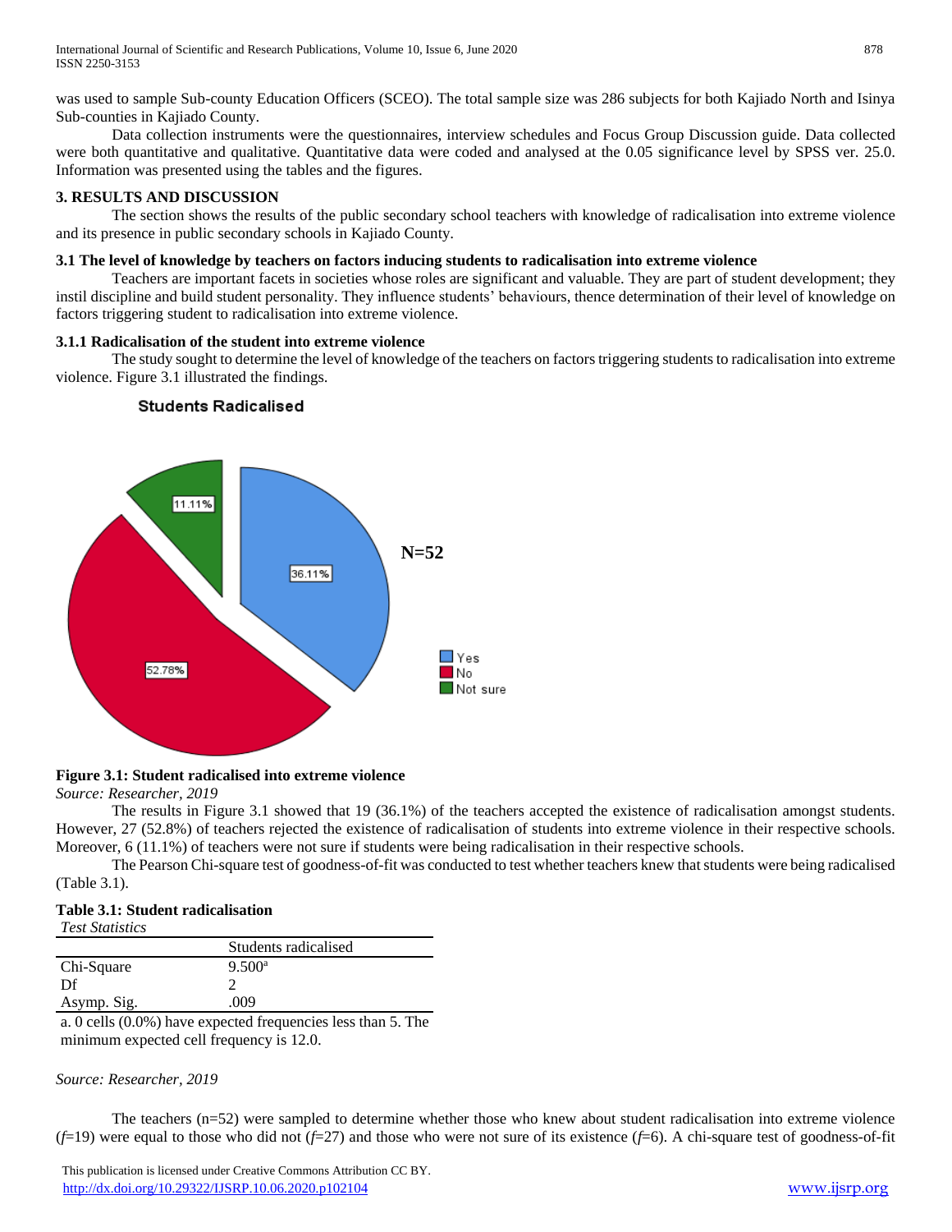was used to sample Sub-county Education Officers (SCEO). The total sample size was 286 subjects for both Kajiado North and Isinya Sub-counties in Kajiado County.

Data collection instruments were the questionnaires, interview schedules and Focus Group Discussion guide. Data collected were both quantitative and qualitative. Quantitative data were coded and analysed at the 0.05 significance level by SPSS ver. 25.0. Information was presented using the tables and the figures.

## 3. RESULTS AND DISCUSSION

The section shows the results of the public secondary school teachers with knowledge of radicalisation into extreme violence and its presence in public secondary schools in Kajiado County.

### 3.1 The level of knowledge by teachers on factors inducing students to radicalisation into extreme violence

Teachers are important facets in societies whose roles are significant and valuable. They are part of student development; they instil discipline and build student personality. They influence students' behaviours, thence determination of their level of knowledge on factors triggering student to radicalisation into extreme violence.

### 3.1.1 Radicalisation of the student into extreme violence

The study sought to determine the level of knowledge of the teachers on factors triggering students to radicalisation into extreme violence. Figure 3.1 illustrated the findings.

**Students Radicalised**

N=52

- Yes: 36.11%
- No: 52.78%
- Not sure: 11.11%

**Figure 3.1: Student radicalised into extreme violence**

*Source: Researcher, 2019*

The results in Figure 3.1 showed that 19 (36.1%) of the teachers accepted the existence of radicalisation amongst students. However, 27 (52.8%) of teachers rejected the existence of radicalisation of students into extreme violence in their respective schools. Moreover, 6 (11.1%) of teachers were not sure if students were being radicalisation in their respective schools.

The Pearson Chi-square test of goodness-of-fit was conducted to test whether teachers knew that students were being radicalised (Table 3.1).

**Table 3.1: Student radicalisation**

*Test Statistics*

| | Students radicalised |
|---|---|
| Chi-Square | 9.500[a] |
| Df | 2 |
| Asymp. Sig. | .009 |

a. 0 cells (0.0%) have expected frequencies less than 5. The minimum expected cell frequency is 12.0.

*Source: Researcher, 2019*

The teachers (n=52) were sampled to determine whether those who knew about student radicalisation into extreme violence ($f$=19) were equal to those who did not ($f$=27) and those who were not sure of its existence ($f$=6). A chi-square test of goodness-of-fit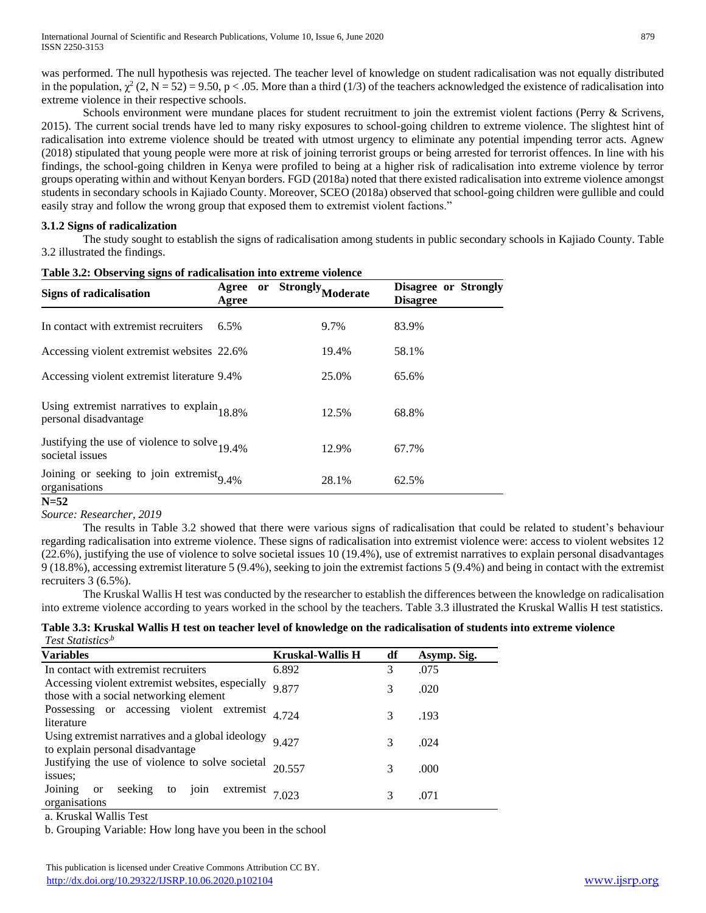was performed. The null hypothesis was rejected. The teacher level of knowledge on student radicalisation was not equally distributed in the population, $\chi^2$ (2, N = 52) = 9.50, $p < .05$. More than a third (1/3) of the teachers acknowledged the existence of radicalisation into extreme violence in their respective schools.

Schools environment were mundane places for student recruitment to join the extremist violent factions (Perry & Scrivens, 2015). The current social trends have led to many risky exposures to school-going children to extreme violence. The slightest hint of radicalisation into extreme violence should be treated with utmost urgency to eliminate any potential impending terror acts. Agnew (2018) stipulated that young people were more at risk of joining terrorist groups or being arrested for terrorist offences. In line with his findings, the school-going children in Kenya were profiled to being at a higher risk of radicalisation into extreme violence by terror groups operating within and without Kenyan borders. FGD (2018a) noted that there existed radicalisation into extreme violence amongst students in secondary schools in Kajiado County. Moreover, SCEO (2018a) observed that school-going children were gullible and could easily stray and follow the wrong group that exposed them to extremist violent factions."

### 3.1.2 Signs of radicalization

The study sought to establish the signs of radicalisation among students in public secondary schools in Kajiado County. Table 3.2 illustrated the findings.

**Table 3.2: Observing signs of radicalisation into extreme violence**

| Signs of radicalisation | Agree or Strongly Agree | Moderate | Disagree or Strongly Disagree |
|---|---|---|---|
| In contact with extremist recruiters | 6.5% | 9.7% | 83.9% |
| Accessing violent extremist websites | 22.6% | 19.4% | 58.1% |
| Accessing violent extremist literature | 9.4% | 25.0% | 65.6% |
| Using extremist narratives to explain personal disadvantage | 18.8% | 12.5% | 68.8% |
| Justifying the use of violence to solve societal issues | 19.4% | 12.9% | 67.7% |
| Joining or seeking to join extremist organisations | 9.4% | 28.1% | 62.5% |

**N=52**

*Source: Researcher, 2019*

The results in Table 3.2 showed that there were various signs of radicalisation that could be related to student's behaviour regarding radicalisation into extreme violence. These signs of radicalisation into extremist violence were: access to violent websites 12 (22.6%), justifying the use of violence to solve societal issues 10 (19.4%), use of extremist narratives to explain personal disadvantages 9 (18.8%), accessing extremist literature 5 (9.4%), seeking to join the extremist factions 5 (9.4%) and being in contact with the extremist recruiters 3 (6.5%).

The Kruskal Wallis H test was conducted by the researcher to establish the differences between the knowledge on radicalisation into extreme violence according to years worked in the school by the teachers. Table 3.3 illustrated the Kruskal Wallis H test statistics.

**Table 3.3: Kruskal Wallis H test on teacher level of knowledge on the radicalisation of students into extreme violence**

*Test Statistics[a,b]*

| Variables | Kruskal-Wallis H | df | Asymp. Sig. |
|---|---|---|---|
| In contact with extremist recruiters | 6.892 | 3 | .075 |
| Accessing violent extremist websites, especially those with a social networking element | 9.877 | 3 | .020 |
| Possessing or accessing violent extremist literature | 4.724 | 3 | .193 |
| Using extremist narratives and a global ideology to explain personal disadvantage | 9.427 | 3 | .024 |
| Justifying the use of violence to solve societal issues; | 20.557 | 3 | .000 |
| Joining or seeking to join extremist organisations | 7.023 | 3 | .071 |

a. Kruskal Wallis Test

b. Grouping Variable: How long have you been in the school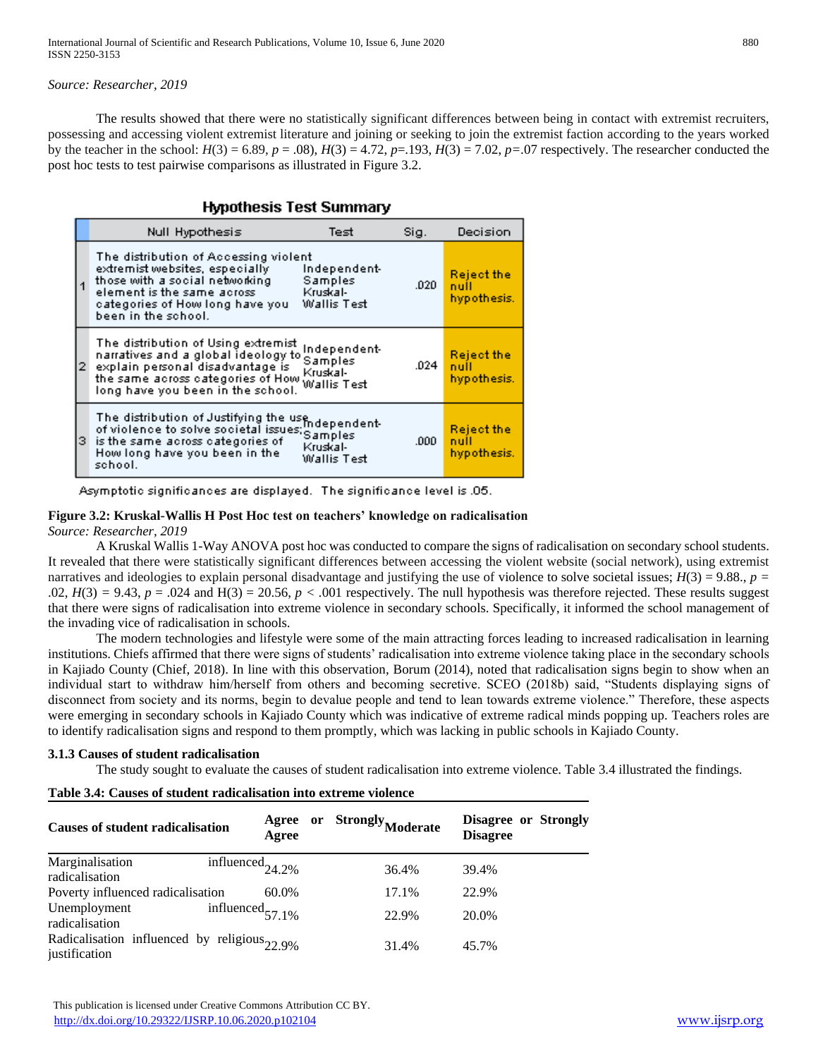*Source: Researcher, 2019*

The results showed that there were no statistically significant differences between being in contact with extremist recruiters, possessing and accessing violent extremist literature and joining or seeking to join the extremist faction according to the years worked by the teacher in the school: $H(3) = 6.89$, $p = .08$), $H(3) = 4.72$, $p=.193$, $H(3) = 7.02$, $p=.07$ respectively. The researcher conducted the post hoc tests to test pairwise comparisons as illustrated in Figure 3.2.

**Hypothesis Test Summary**

| | Null Hypothesis | Test | Sig. | Decision |
|---|---|---|---|---|
| 1 | The distribution of Accessing violent extremist websites, especially those with a social networking element is the same across categories of How long have you been in the school. | Independent-Samples Kruskal-Wallis Test | .020 | Reject the null hypothesis. |
| 2 | The distribution of Using extremist narratives and a global ideology to explain personal disadvantage is the same across categories of How long have you been in the school. | Independent-Samples Kruskal-Wallis Test | .024 | Reject the null hypothesis. |
| 3 | The distribution of Justifying the use of violence to solve societal issues; is the same across categories of How long have you been in the school. | Independent-Samples Kruskal-Wallis Test | .000 | Reject the null hypothesis. |

Asymptotic significances are displayed. The significance level is .05.

**Figure 3.2: Kruskal-Wallis H Post Hoc test on teachers' knowledge on radicalisation**
*Source: Researcher, 2019*

A Kruskal Wallis 1-Way ANOVA post hoc was conducted to compare the signs of radicalisation on secondary school students. It revealed that there were statistically significant differences between accessing the violent website (social network), using extremist narratives and ideologies to explain personal disadvantage and justifying the use of violence to solve societal issues; $H(3) = 9.88$., $p = .02$, $H(3) = 9.43$, $p = .024$ and $H(3) = 20.56$, $p < .001$ respectively. The null hypothesis was therefore rejected. These results suggest that there were signs of radicalisation into extreme violence in secondary schools. Specifically, it informed the school management of the invading vice of radicalisation in schools.

The modern technologies and lifestyle were some of the main attracting forces leading to increased radicalisation in learning institutions. Chiefs affirmed that there were signs of students' radicalisation into extreme violence taking place in the secondary schools in Kajiado County (Chief, 2018). In line with this observation, Borum (2014), noted that radicalisation signs begin to show when an individual start to withdraw him/herself from others and becoming secretive. SCEO (2018b) said, "Students displaying signs of disconnect from society and its norms, begin to devalue people and tend to lean towards extreme violence." Therefore, these aspects were emerging in secondary schools in Kajiado County which was indicative of extreme radical minds popping up. Teachers roles are to identify radicalisation signs and respond to them promptly, which was lacking in public schools in Kajiado County.

### 3.1.3 Causes of student radicalisation

The study sought to evaluate the causes of student radicalisation into extreme violence. Table 3.4 illustrated the findings.

**Table 3.4: Causes of student radicalisation into extreme violence**

| Causes of student radicalisation | Agree or Strongly Agree | Moderate | Disagree or Strongly Disagree |
|---|---|---|---|
| Marginalisation influenced radicalisation | 24.2% | 36.4% | 39.4% |
| Poverty influenced radicalisation | 60.0% | 17.1% | 22.9% |
| Unemployment influenced radicalisation | 57.1% | 22.9% | 20.0% |
| Radicalisation influenced by religious justification | 22.9% | 31.4% | 45.7% |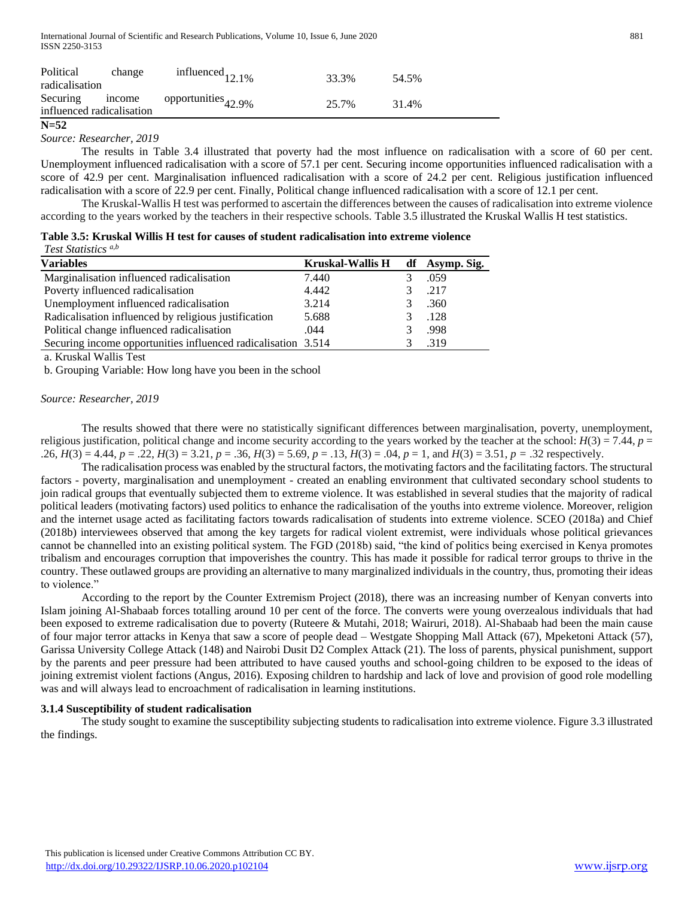| | | | |
|---|---|---|---|
| Political change influenced radicalisation | 12.1% | 33.3% | 54.5% |
| Securing income opportunities influenced radicalisation | 42.9% | 25.7% | 31.4% |

**N=52**

*Source: Researcher, 2019*

The results in Table 3.4 illustrated that poverty had the most influence on radicalisation with a score of 60 per cent. Unemployment influenced radicalisation with a score of 57.1 per cent. Securing income opportunities influenced radicalisation with a score of 42.9 per cent. Marginalisation influenced radicalisation with a score of 24.2 per cent. Religious justification influenced radicalisation with a score of 22.9 per cent. Finally, Political change influenced radicalisation with a score of 12.1 per cent.

The Kruskal-Wallis H test was performed to ascertain the differences between the causes of radicalisation into extreme violence according to the years worked by the teachers in their respective schools. Table 3.5 illustrated the Kruskal Wallis H test statistics.

**Table 3.5: Kruskal Willis H test for causes of student radicalisation into extreme violence**

*Test Statistics* [a,b]

| Variables | Kruskal-Wallis H | df | Asymp. Sig. |
|---|---|---|---|
| Marginalisation influenced radicalisation | 7.440 | 3 | .059 |
| Poverty influenced radicalisation | 4.442 | 3 | .217 |
| Unemployment influenced radicalisation | 3.214 | 3 | .360 |
| Radicalisation influenced by religious justification | 5.688 | 3 | .128 |
| Political change influenced radicalisation | .044 | 3 | .998 |
| Securing income opportunities influenced radicalisation | 3.514 | 3 | .319 |

a. Kruskal Wallis Test

b. Grouping Variable: How long have you been in the school

*Source: Researcher, 2019*

The results showed that there were no statistically significant differences between marginalisation, poverty, unemployment, religious justification, political change and income security according to the years worked by the teacher at the school: $H(3) = 7.44$, $p = .26$, $H(3) = 4.44$, $p = .22$, $H(3) = 3.21$, $p = .36$, $H(3) = 5.69$, $p = .13$, $H(3) = .04$, $p = 1$, and $H(3) = 3.51$, $p = .32$ respectively.

The radicalisation process was enabled by the structural factors, the motivating factors and the facilitating factors. The structural factors - poverty, marginalisation and unemployment - created an enabling environment that cultivated secondary school students to join radical groups that eventually subjected them to extreme violence. It was established in several studies that the majority of radical political leaders (motivating factors) used politics to enhance the radicalisation of the youths into extreme violence. Moreover, religion and the internet usage acted as facilitating factors towards radicalisation of students into extreme violence. SCEO (2018a) and Chief (2018b) interviewees observed that among the key targets for radical violent extremist, were individuals whose political grievances cannot be channelled into an existing political system. The FGD (2018b) said, "the kind of politics being exercised in Kenya promotes tribalism and encourages corruption that impoverishes the country. This has made it possible for radical terror groups to thrive in the country. These outlawed groups are providing an alternative to many marginalized individuals in the country, thus, promoting their ideas to violence."

According to the report by the Counter Extremism Project (2018), there was an increasing number of Kenyan converts into Islam joining Al-Shabaab forces totalling around 10 per cent of the force. The converts were young overzealous individuals that had been exposed to extreme radicalisation due to poverty (Ruteere & Mutahi, 2018; Wairuri, 2018). Al-Shabaab had been the main cause of four major terror attacks in Kenya that saw a score of people dead – Westgate Shopping Mall Attack (67), Mpeketoni Attack (57), Garissa University College Attack (148) and Nairobi Dusit D2 Complex Attack (21). The loss of parents, physical punishment, support by the parents and peer pressure had been attributed to have caused youths and school-going children to be exposed to the ideas of joining extremist violent factions (Angus, 2016). Exposing children to hardship and lack of love and provision of good role modelling was and will always lead to encroachment of radicalisation in learning institutions.

### 3.1.4 Susceptibility of student radicalisation

The study sought to examine the susceptibility subjecting students to radicalisation into extreme violence. Figure 3.3 illustrated the findings.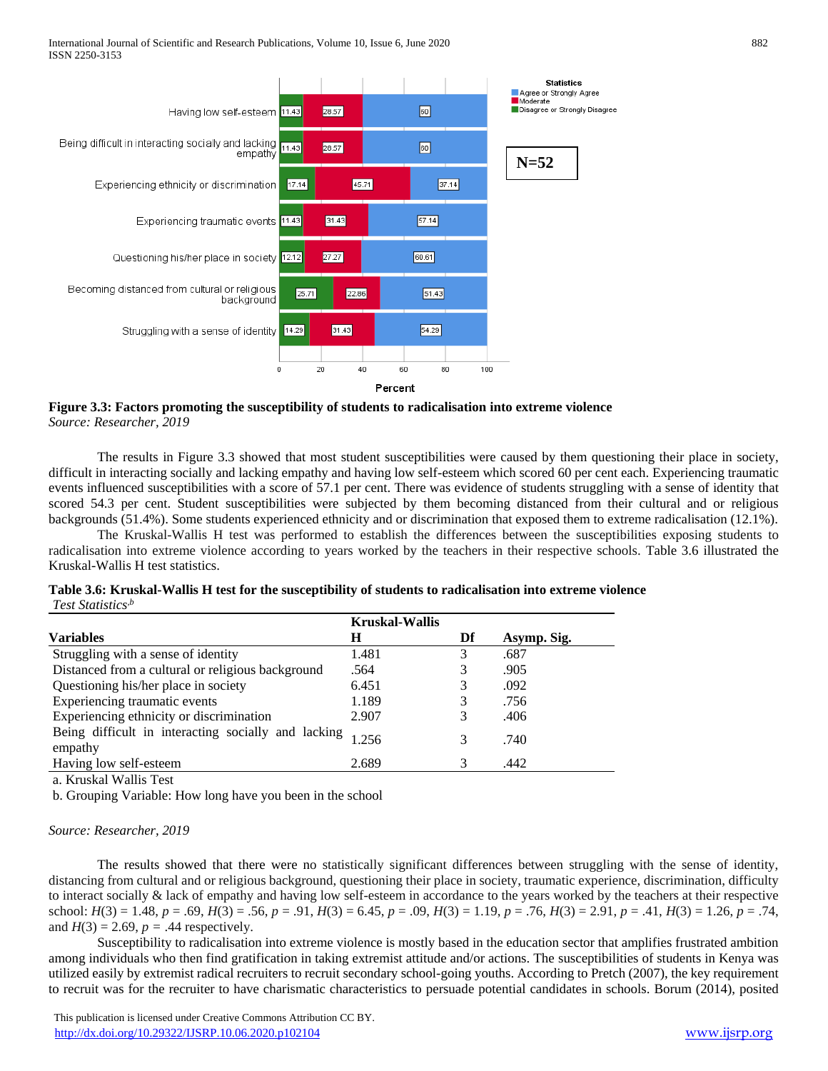**Figure 3.3: Factors promoting the susceptibility of students to radicalisation into extreme violence**
*Source: Researcher, 2019*

The results in Figure 3.3 showed that most student susceptibilities were caused by them questioning their place in society, difficult in interacting socially and lacking empathy and having low self-esteem which scored 60 per cent each. Experiencing traumatic events influenced susceptibilities with a score of 57.1 per cent. There was evidence of students struggling with a sense of identity that scored 54.3 per cent. Student susceptibilities were subjected by them becoming distanced from their cultural and or religious backgrounds (51.4%). Some students experienced ethnicity and or discrimination that exposed them to extreme radicalisation (12.1%).

The Kruskal-Wallis H test was performed to establish the differences between the susceptibilities exposing students to radicalisation into extreme violence according to years worked by the teachers in their respective schools. Table 3.6 illustrated the Kruskal-Wallis H test statistics.

**Table 3.6: Kruskal-Wallis H test for the susceptibility of students to radicalisation into extreme violence**

*Test Statistics[a,b]*

| Variables | Kruskal-Wallis H | Df | Asymp. Sig. |
|---|---|---|---|
| Struggling with a sense of identity | 1.481 | 3 | .687 |
| Distanced from a cultural or religious background | .564 | 3 | .905 |
| Questioning his/her place in society | 6.451 | 3 | .092 |
| Experiencing traumatic events | 1.189 | 3 | .756 |
| Experiencing ethnicity or discrimination | 2.907 | 3 | .406 |
| Being difficult in interacting socially and lacking empathy | 1.256 | 3 | .740 |
| Having low self-esteem | 2.689 | 3 | .442 |

a. Kruskal Wallis Test

b. Grouping Variable: How long have you been in the school

*Source: Researcher, 2019*

The results showed that there were no statistically significant differences between struggling with the sense of identity, distancing from cultural and or religious background, questioning their place in society, traumatic experience, discrimination, difficulty to interact socially & lack of empathy and having low self-esteem in accordance to the years worked by the teachers at their respective school: $H(3) = 1.48$, $p = .69$, $H(3) = .56$, $p = .91$, $H(3) = 6.45$, $p = .09$, $H(3) = 1.19$, $p = .76$, $H(3) = 2.91$, $p = .41$, $H(3) = 1.26$, $p = .74$, and $H(3) = 2.69$, $p = .44$ respectively.

Susceptibility to radicalisation into extreme violence is mostly based in the education sector that amplifies frustrated ambition among individuals who then find gratification in taking extremist attitude and/or actions. The susceptibilities of students in Kenya was utilized easily by extremist radical recruiters to recruit secondary school-going youths. According to Pretch (2007), the key requirement to recruit was for the recruiter to have charismatic characteristics to persuade potential candidates in schools. Borum (2014), posited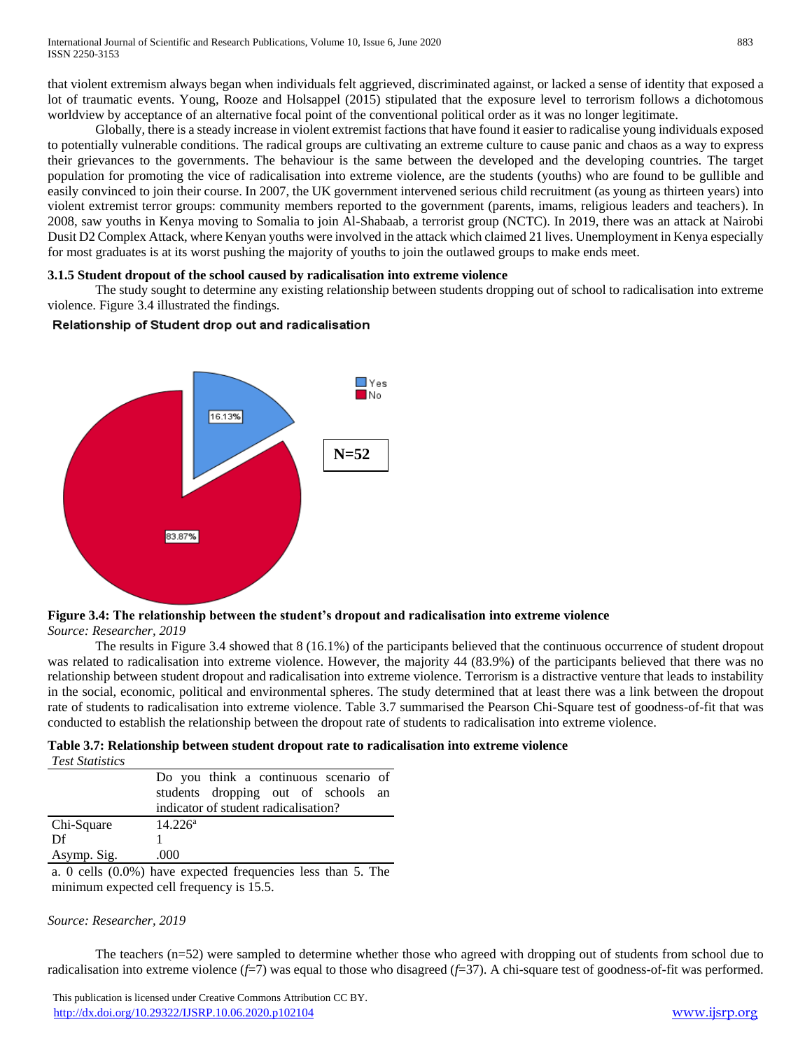that violent extremism always began when individuals felt aggrieved, discriminated against, or lacked a sense of identity that exposed a lot of traumatic events. Young, Rooze and Holsappel (2015) stipulated that the exposure level to terrorism follows a dichotomous worldview by acceptance of an alternative focal point of the conventional political order as it was no longer legitimate.

Globally, there is a steady increase in violent extremist factions that have found it easier to radicalise young individuals exposed to potentially vulnerable conditions. The radical groups are cultivating an extreme culture to cause panic and chaos as a way to express their grievances to the governments. The behaviour is the same between the developed and the developing countries. The target population for promoting the vice of radicalisation into extreme violence, are the students (youths) who are found to be gullible and easily convinced to join their course. In 2007, the UK government intervened serious child recruitment (as young as thirteen years) into violent extremist terror groups: community members reported to the government (parents, imams, religious leaders and teachers). In 2008, saw youths in Kenya moving to Somalia to join Al-Shabaab, a terrorist group (NCTC). In 2019, there was an attack at Nairobi Dusit D2 Complex Attack, where Kenyan youths were involved in the attack which claimed 21 lives. Unemployment in Kenya especially for most graduates is at its worst pushing the majority of youths to join the outlawed groups to make ends meet.

### 3.1.5 Student dropout of the school caused by radicalisation into extreme violence

The study sought to determine any existing relationship between students dropping out of school to radicalisation into extreme violence. Figure 3.4 illustrated the findings.

**Relationship of Student drop out and radicalisation**

Yes: 16.13%
No: 83.87%
N=52

**Figure 3.4: The relationship between the student's dropout and radicalisation into extreme violence**

*Source: Researcher, 2019*

The results in Figure 3.4 showed that 8 (16.1%) of the participants believed that the continuous occurrence of student dropout was related to radicalisation into extreme violence. However, the majority 44 (83.9%) of the participants believed that there was no relationship between student dropout and radicalisation into extreme violence. Terrorism is a distractive venture that leads to instability in the social, economic, political and environmental spheres. The study determined that at least there was a link between the dropout rate of students to radicalisation into extreme violence. Table 3.7 summarised the Pearson Chi-Square test of goodness-of-fit that was conducted to establish the relationship between the dropout rate of students to radicalisation into extreme violence.

**Table 3.7: Relationship between student dropout rate to radicalisation into extreme violence**

*Test Statistics*

| | Do you think a continuous scenario of students dropping out of schools an indicator of student radicalisation? |
|---|---|
| Chi-Square | 14.226[a] |
| Df | 1 |
| Asymp. Sig. | .000 |

a. 0 cells (0.0%) have expected frequencies less than 5. The minimum expected cell frequency is 15.5.

*Source: Researcher, 2019*

The teachers (n=52) were sampled to determine whether those who agreed with dropping out of students from school due to radicalisation into extreme violence ($f$=7) was equal to those who disagreed ($f$=37). A chi-square test of goodness-of-fit was performed.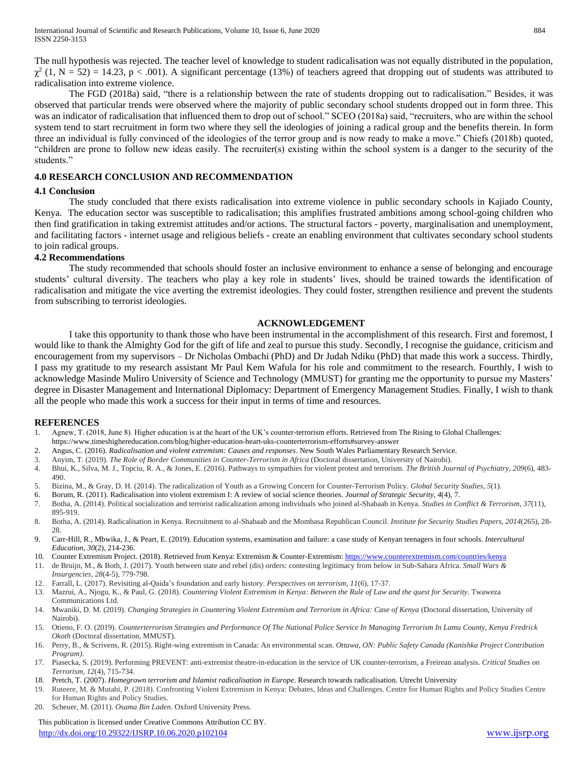The null hypothesis was rejected. The teacher level of knowledge to student radicalisation was not equally distributed in the population, $\chi^2$ (1, N = 52) = 14.23, $p < .001$). A significant percentage (13%) of teachers agreed that dropping out of students was attributed to radicalisation into extreme violence.

The FGD (2018a) said, "there is a relationship between the rate of students dropping out to radicalisation." Besides, it was observed that particular trends were observed where the majority of public secondary school students dropped out in form three. This was an indicator of radicalisation that influenced them to drop out of school." SCEO (2018a) said, "recruiters, who are within the school system tend to start recruitment in form two where they sell the ideologies of joining a radical group and the benefits therein. In form three an individual is fully convinced of the ideologies of the terror group and is now ready to make a move." Chiefs (2018b) quoted, "children are prone to follow new ideas easily. The recruiter(s) existing within the school system is a danger to the security of the students."

## 4.0 RESEARCH CONCLUSION AND RECOMMENDATION

### 4.1 Conclusion

The study concluded that there exists radicalisation into extreme violence in public secondary schools in Kajiado County, Kenya. The education sector was susceptible to radicalisation; this amplifies frustrated ambitions among school-going children who then find gratification in taking extremist attitudes and/or actions. The structural factors - poverty, marginalisation and unemployment, and facilitating factors - internet usage and religious beliefs - create an enabling environment that cultivates secondary school students to join radical groups.

### 4.2 Recommendations

The study recommended that schools should foster an inclusive environment to enhance a sense of belonging and encourage students' cultural diversity. The teachers who play a key role in students' lives, should be trained towards the identification of radicalisation and mitigate the vice averting the extremist ideologies. They could foster, strengthen resilience and prevent the students from subscribing to terrorist ideologies.

## ACKNOWLEDGEMENT

I take this opportunity to thank those who have been instrumental in the accomplishment of this research. First and foremost, I would like to thank the Almighty God for the gift of life and zeal to pursue this study. Secondly, I recognise the guidance, criticism and encouragement from my supervisors – Dr Nicholas Ombachi (PhD) and Dr Judah Ndiku (PhD) that made this work a success. Thirdly, I pass my gratitude to my research assistant Mr Paul Kem Wafula for his role and commitment to the research. Fourthly, I wish to acknowledge Masinde Muliro University of Science and Technology (MMUST) for granting me the opportunity to pursue my Masters' degree in Disaster Management and International Diplomacy: Department of Emergency Management Studies. Finally, I wish to thank all the people who made this work a success for their input in terms of time and resources.

## REFERENCES

1. Agnew, T. (2018, June 8). Higher education is at the heart of the UK's counter-terrorism efforts. Retrieved from The Rising to Global Challenges: https://www.timeshighereducation.com/blog/higher-education-heart-uks-counterterrorism-efforts#survey-answer
2. Angus, C. (2016). *Radicalisation and violent extremism: Causes and responses*. New South Wales Parliamentary Research Service.
3. Anyim, T. (2019). *The Role of Border Communities in Counter-Terrorism in Africa* (Doctoral dissertation, University of Nairobi).
4. Bhui, K., Silva, M. J., Topciu, R. A., & Jones, E. (2016). Pathways to sympathies for violent protest and terrorism. *The British Journal of Psychiatry*, *209*(6), 483-490.
5. Bizina, M., & Gray, D. H. (2014). The radicalization of Youth as a Growing Concern for Counter-Terrorism Policy. *Global Security Studies*, *5*(1).
6. Borum, R. (2011). Radicalisation into violent extremism I: A review of social science theories. *Journal of Strategic Security*, *4*(4), 7.
7. Botha, A. (2014). Political socialization and terrorist radicalization among individuals who joined al-Shabaab in Kenya. *Studies in Conflict & Terrorism*, *37*(11), 895-919.
8. Botha, A. (2014). Radicalisation in Kenya. Recruitment to al-Shabaab and the Mombasa Republican Council. *Institute for Security Studies Papers*, *2014*(265), 28-28.
9. Carr-Hill, R., Mbwika, J., & Peart, E. (2019). Education systems, examination and failure: a case study of Kenyan teenagers in four schools. *Intercultural Education*, *30*(2), 214-236.
10. Counter Extremism Project. (2018). Retrieved from Kenya: Extremism & Counter-Extremism: https://www.counterextremism.com/countries/kenya
11. de Bruijn, M., & Both, J. (2017). Youth between state and rebel (dis) orders: contesting legitimacy from below in Sub-Sahara Africa. *Small Wars & Insurgencies*, *28*(4-5), 779-798.
12. Farrall, L. (2017). Revisiting al-Qaida's foundation and early history. *Perspectives on terrorism*, *11*(6), 17-37.
13. Mazrui, A., Njogu, K., & Paul, G. (2018). *Countering Violent Extremism in Kenya: Between the Rule of Law and the quest for Security*. Twaweza Communications Ltd.
14. Mwaniki, D. M. (2019). *Changing Strategies in Countering Violent Extremism and Terrorism in Africa: Case of Kenya* (Doctoral dissertation, University of Nairobi).
15. Otieno, F. O. (2019). *Counterterrorism Strategies and Performance Of The National Police Service In Managing Terrorism In Lamu County, Kenya Fredrick Okoth* (Doctoral dissertation, MMUST).
16. Perry, B., & Scrivens, R. (2015). Right-wing extremism in Canada: An environmental scan. *Ottawa, ON: Public Safety Canada (Kanishka Project Contribution Program)*.
17. Piasecka, S. (2019). Performing PREVENT: anti-extremist theatre-in-education in the service of UK counter-terrorism, a Freirean analysis. *Critical Studies on Terrorism*, *12*(4), 715-734.
18. Pretch, T. (2007). *Homegrown terrorism and Islamist radicalisation in Europe*. Research towards radicalisation. Utrecht University
19. Ruteere, M. & Mutahi, P. (2018). Confronting Violent Extremism in Kenya: Debates, Ideas and Challenges. Centre for Human Rights and Policy Studies Centre for Human Rights and Policy Studies.
20. Scheuer, M. (2011). *Osama Bin Laden*. Oxford University Press.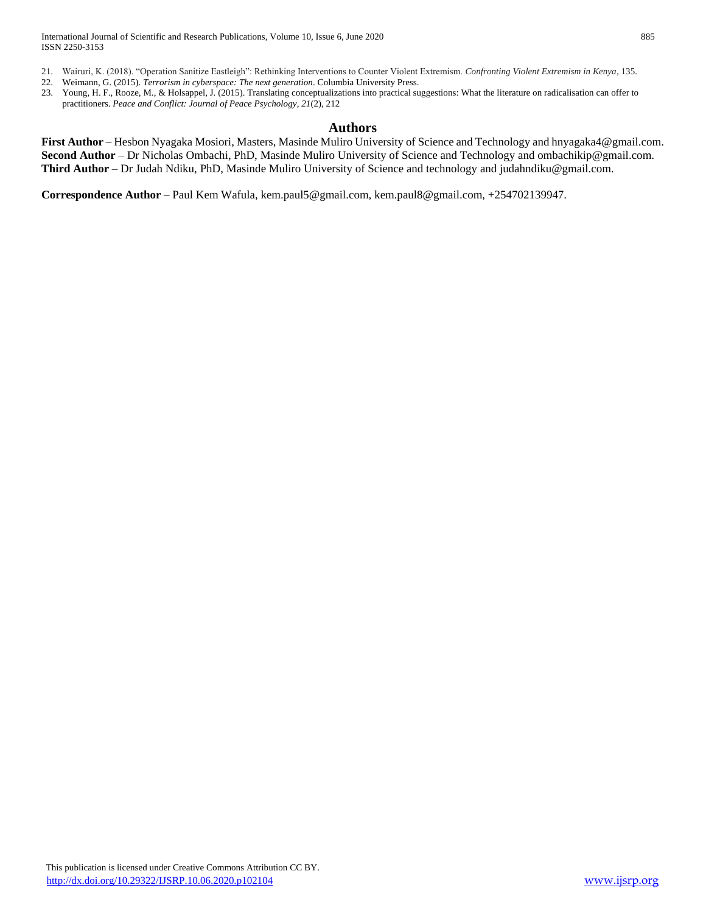21. Wairuri, K. (2018). "Operation Sanitize Eastleigh": Rethinking Interventions to Counter Violent Extremism. *Confronting Violent Extremism in Kenya*, 135.
22. Weimann, G. (2015). *Terrorism in cyberspace: The next generation*. Columbia University Press.
23. Young, H. F., Rooze, M., & Holsappel, J. (2015). Translating conceptualizations into practical suggestions: What the literature on radicalisation can offer to practitioners. *Peace and Conflict: Journal of Peace Psychology*, *21*(2), 212

## Authors

**First Author** – Hesbon Nyagaka Mosiori, Masters, Masinde Muliro University of Science and Technology and hnyagaka4@gmail.com.
**Second Author** – Dr Nicholas Ombachi, PhD, Masinde Muliro University of Science and Technology and ombachikip@gmail.com.
**Third Author** – Dr Judah Ndiku, PhD, Masinde Muliro University of Science and technology and judahndiku@gmail.com.

**Correspondence Author** – Paul Kem Wafula, kem.paul5@gmail.com, kem.paul8@gmail.com, +254702139947.

This publication is licensed under Creative Commons Attribution CC BY.
http://dx.doi.org/10.29322/IJSRP.10.06.2020.p102104